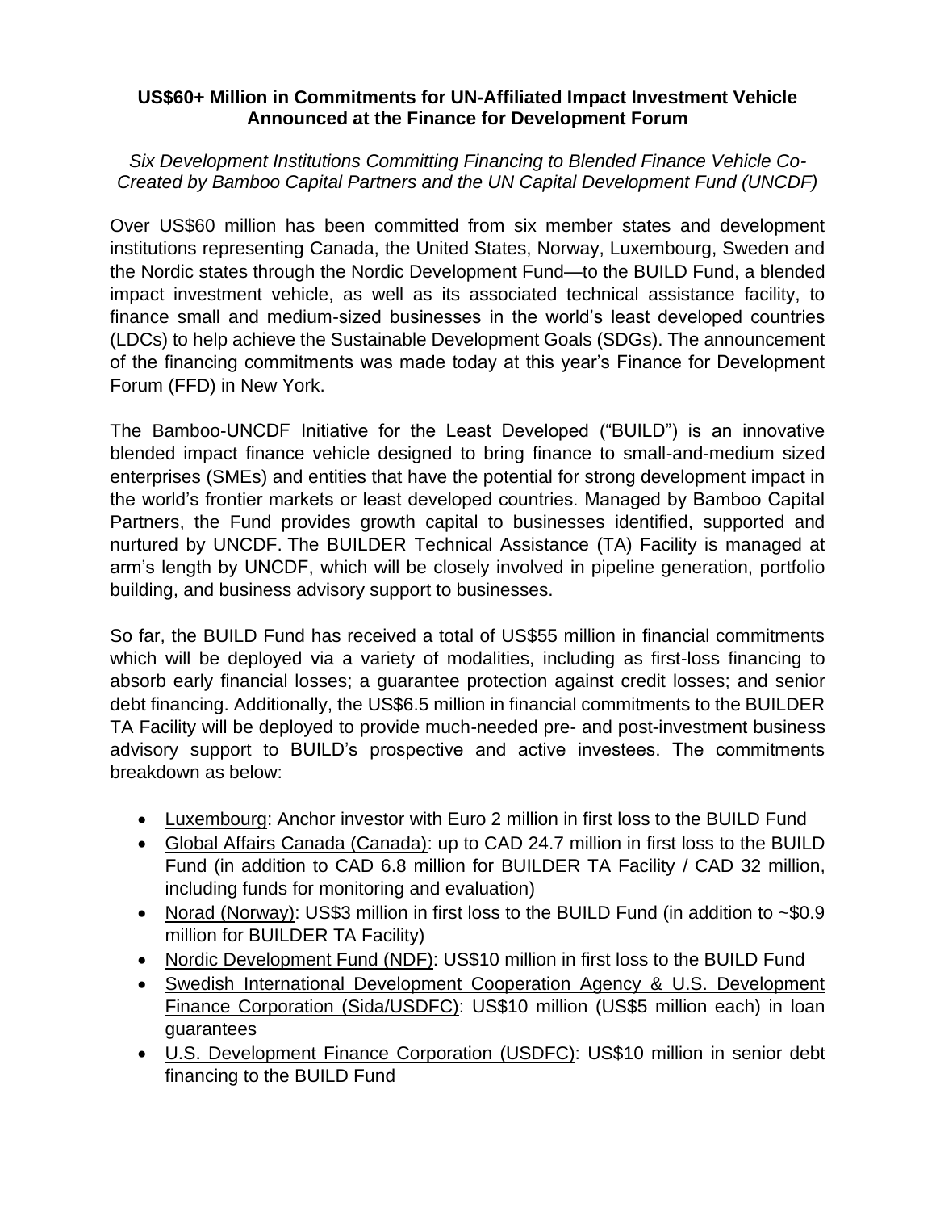**US$60+ Million in Commitments for UN-Affiliated Impact Investment Vehicle Announced at the Finance for Development Forum**

*Six Development Institutions Committing Financing to Blended Finance Vehicle Co-Created by Bamboo Capital Partners and the UN Capital Development Fund (UNCDF)*

Over US$60 million has been committed from six member states and development institutions representing Canada, the United States, Norway, Luxembourg, Sweden and the Nordic states through the Nordic Development Fund—to the BUILD Fund, a blended impact investment vehicle, as well as its associated technical assistance facility, to finance small and medium-sized businesses in the world's least developed countries (LDCs) to help achieve the Sustainable Development Goals (SDGs). The announcement of the financing commitments was made today at this year's Finance for Development Forum (FFD) in New York.

The Bamboo-UNCDF Initiative for the Least Developed ("BUILD") is an innovative blended impact finance vehicle designed to bring finance to small-and-medium sized enterprises (SMEs) and entities that have the potential for strong development impact in the world's frontier markets or least developed countries. Managed by Bamboo Capital Partners, the Fund provides growth capital to businesses identified, supported and nurtured by UNCDF. The BUILDER Technical Assistance (TA) Facility is managed at arm's length by UNCDF, which will be closely involved in pipeline generation, portfolio building, and business advisory support to businesses.

So far, the BUILD Fund has received a total of US$55 million in financial commitments which will be deployed via a variety of modalities, including as first-loss financing to absorb early financial losses; a guarantee protection against credit losses; and senior debt financing. Additionally, the US$6.5 million in financial commitments to the BUILDER TA Facility will be deployed to provide much-needed pre- and post-investment business advisory support to BUILD's prospective and active investees. The commitments breakdown as below:

- Luxembourg: Anchor investor with Euro 2 million in first loss to the BUILD Fund
- Global Affairs Canada (Canada): up to CAD 24.7 million in first loss to the BUILD Fund (in addition to CAD 6.8 million for BUILDER TA Facility / CAD 32 million, including funds for monitoring and evaluation)
- Norad (Norway): US$3 million in first loss to the BUILD Fund (in addition to ~$0.9 million for BUILDER TA Facility)
- Nordic Development Fund (NDF): US$10 million in first loss to the BUILD Fund
- Swedish International Development Cooperation Agency & U.S. Development Finance Corporation (Sida/USDFC): US$10 million (US$5 million each) in loan guarantees
- U.S. Development Finance Corporation (USDFC): US$10 million in senior debt financing to the BUILD Fund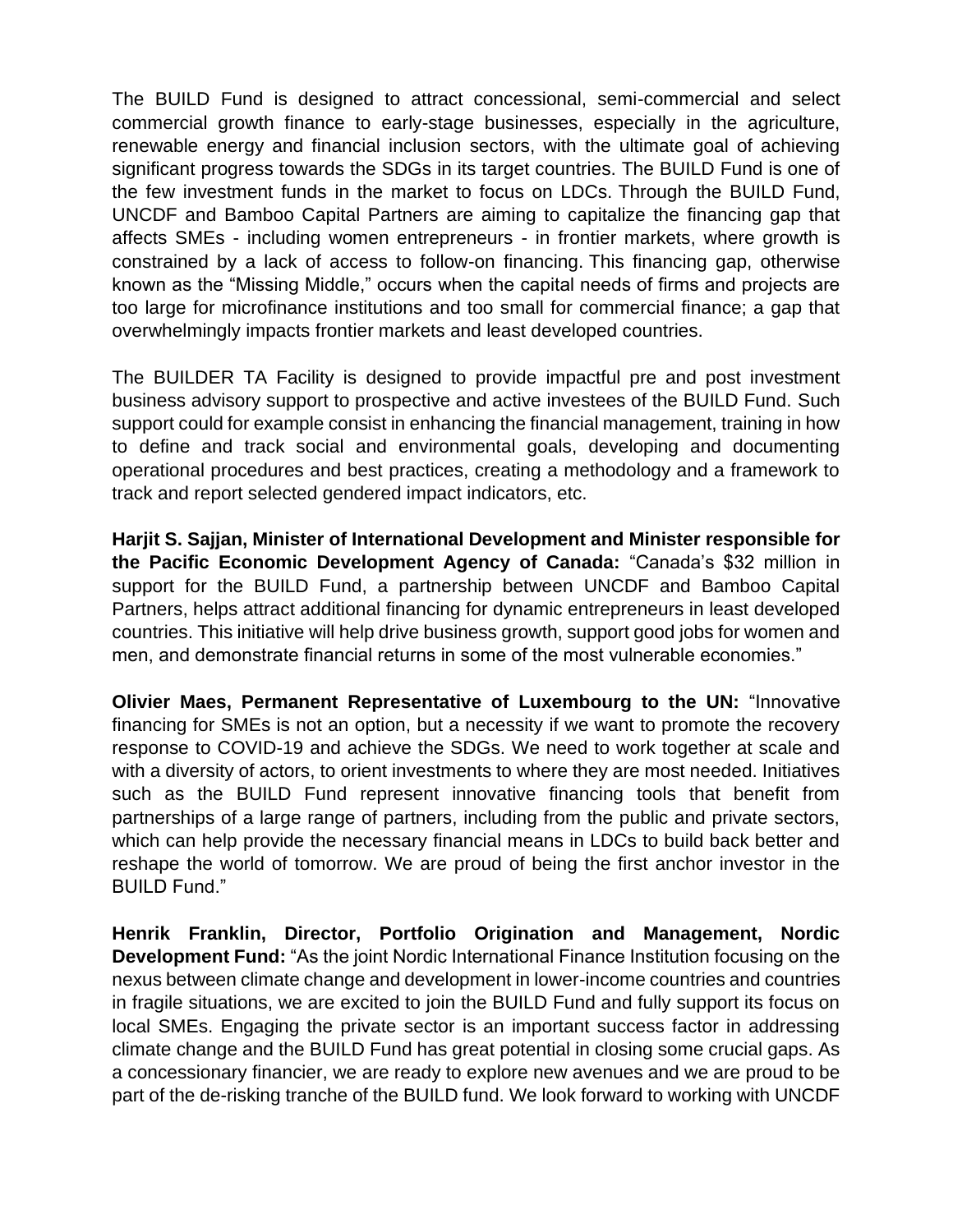The BUILD Fund is designed to attract concessional, semi-commercial and select commercial growth finance to early-stage businesses, especially in the agriculture, renewable energy and financial inclusion sectors, with the ultimate goal of achieving significant progress towards the SDGs in its target countries. The BUILD Fund is one of the few investment funds in the market to focus on LDCs. Through the BUILD Fund, UNCDF and Bamboo Capital Partners are aiming to capitalize the financing gap that affects SMEs - including women entrepreneurs - in frontier markets, where growth is constrained by a lack of access to follow-on financing. This financing gap, otherwise known as the "Missing Middle," occurs when the capital needs of firms and projects are too large for microfinance institutions and too small for commercial finance; a gap that overwhelmingly impacts frontier markets and least developed countries.

The BUILDER TA Facility is designed to provide impactful pre and post investment business advisory support to prospective and active investees of the BUILD Fund. Such support could for example consist in enhancing the financial management, training in how to define and track social and environmental goals, developing and documenting operational procedures and best practices, creating a methodology and a framework to track and report selected gendered impact indicators, etc.

**Harjit S. Sajjan, Minister of International Development and Minister responsible for the Pacific Economic Development Agency of Canada:** "Canada's $32 million in support for the BUILD Fund, a partnership between UNCDF and Bamboo Capital Partners, helps attract additional financing for dynamic entrepreneurs in least developed countries. This initiative will help drive business growth, support good jobs for women and men, and demonstrate financial returns in some of the most vulnerable economies."

**Olivier Maes, Permanent Representative of Luxembourg to the UN:** "Innovative financing for SMEs is not an option, but a necessity if we want to promote the recovery response to COVID-19 and achieve the SDGs. We need to work together at scale and with a diversity of actors, to orient investments to where they are most needed. Initiatives such as the BUILD Fund represent innovative financing tools that benefit from partnerships of a large range of partners, including from the public and private sectors, which can help provide the necessary financial means in LDCs to build back better and reshape the world of tomorrow. We are proud of being the first anchor investor in the BUILD Fund."

**Henrik Franklin, Director, Portfolio Origination and Management, Nordic Development Fund:** "As the joint Nordic International Finance Institution focusing on the nexus between climate change and development in lower-income countries and countries in fragile situations, we are excited to join the BUILD Fund and fully support its focus on local SMEs. Engaging the private sector is an important success factor in addressing climate change and the BUILD Fund has great potential in closing some crucial gaps. As a concessionary financier, we are ready to explore new avenues and we are proud to be part of the de-risking tranche of the BUILD fund. We look forward to working with UNCDF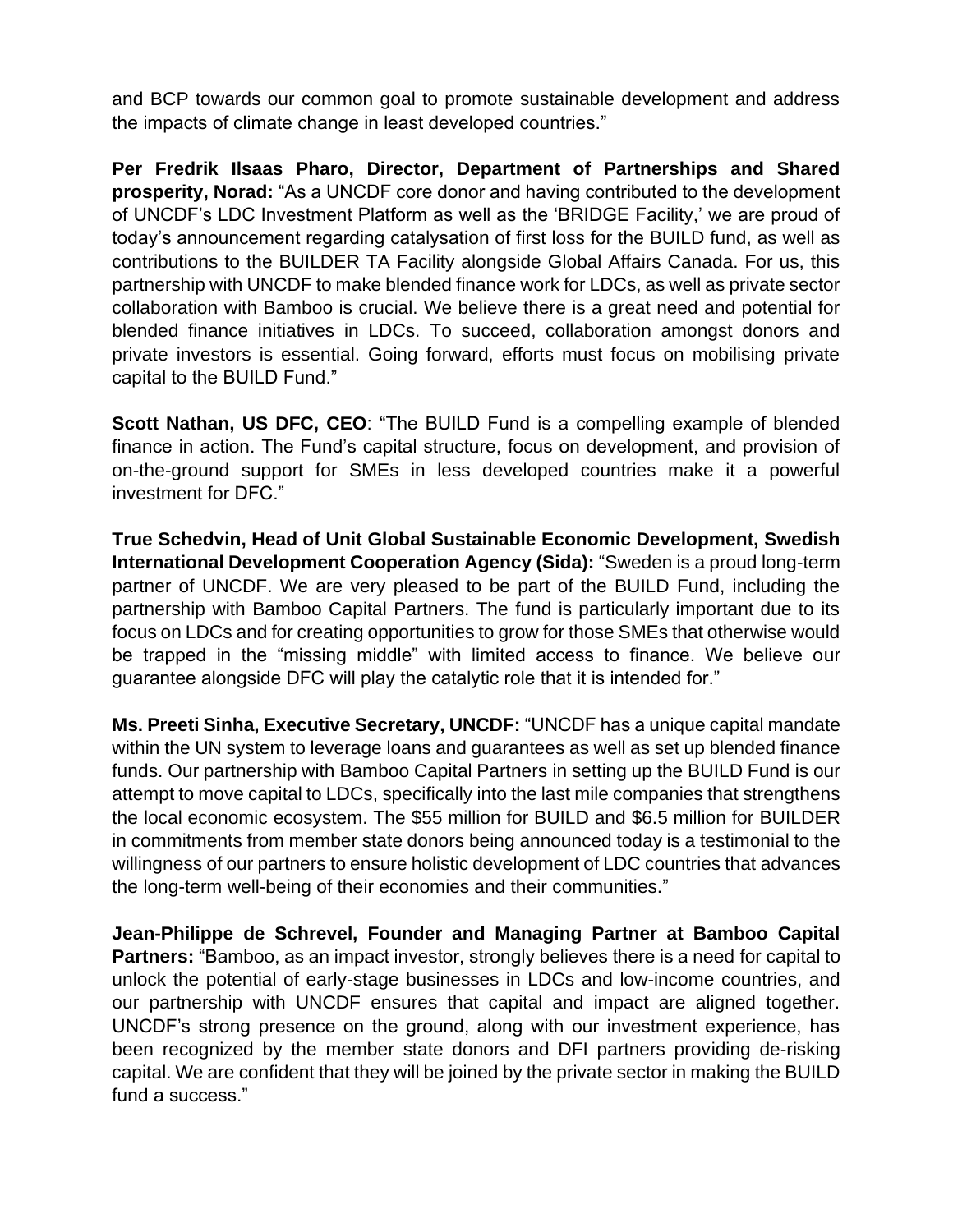and BCP towards our common goal to promote sustainable development and address the impacts of climate change in least developed countries."

**Per Fredrik Ilsaas Pharo, Director, Department of Partnerships and Shared prosperity, Norad:** "As a UNCDF core donor and having contributed to the development of UNCDF's LDC Investment Platform as well as the 'BRIDGE Facility,' we are proud of today's announcement regarding catalysation of first loss for the BUILD fund, as well as contributions to the BUILDER TA Facility alongside Global Affairs Canada. For us, this partnership with UNCDF to make blended finance work for LDCs, as well as private sector collaboration with Bamboo is crucial. We believe there is a great need and potential for blended finance initiatives in LDCs. To succeed, collaboration amongst donors and private investors is essential. Going forward, efforts must focus on mobilising private capital to the BUILD Fund."

**Scott Nathan, US DFC, CEO**: "The BUILD Fund is a compelling example of blended finance in action. The Fund's capital structure, focus on development, and provision of on-the-ground support for SMEs in less developed countries make it a powerful investment for DFC."

**True Schedvin, Head of Unit Global Sustainable Economic Development, Swedish International Development Cooperation Agency (Sida):** "Sweden is a proud long-term partner of UNCDF. We are very pleased to be part of the BUILD Fund, including the partnership with Bamboo Capital Partners. The fund is particularly important due to its focus on LDCs and for creating opportunities to grow for those SMEs that otherwise would be trapped in the "missing middle" with limited access to finance. We believe our guarantee alongside DFC will play the catalytic role that it is intended for."

**Ms. Preeti Sinha, Executive Secretary, UNCDF:** "UNCDF has a unique capital mandate within the UN system to leverage loans and guarantees as well as set up blended finance funds. Our partnership with Bamboo Capital Partners in setting up the BUILD Fund is our attempt to move capital to LDCs, specifically into the last mile companies that strengthens the local economic ecosystem. The $55 million for BUILD and $6.5 million for BUILDER in commitments from member state donors being announced today is a testimonial to the willingness of our partners to ensure holistic development of LDC countries that advances the long-term well-being of their economies and their communities."

**Jean-Philippe de Schrevel, Founder and Managing Partner at Bamboo Capital Partners:** "Bamboo, as an impact investor, strongly believes there is a need for capital to unlock the potential of early-stage businesses in LDCs and low-income countries, and our partnership with UNCDF ensures that capital and impact are aligned together. UNCDF's strong presence on the ground, along with our investment experience, has been recognized by the member state donors and DFI partners providing de-risking capital. We are confident that they will be joined by the private sector in making the BUILD fund a success."